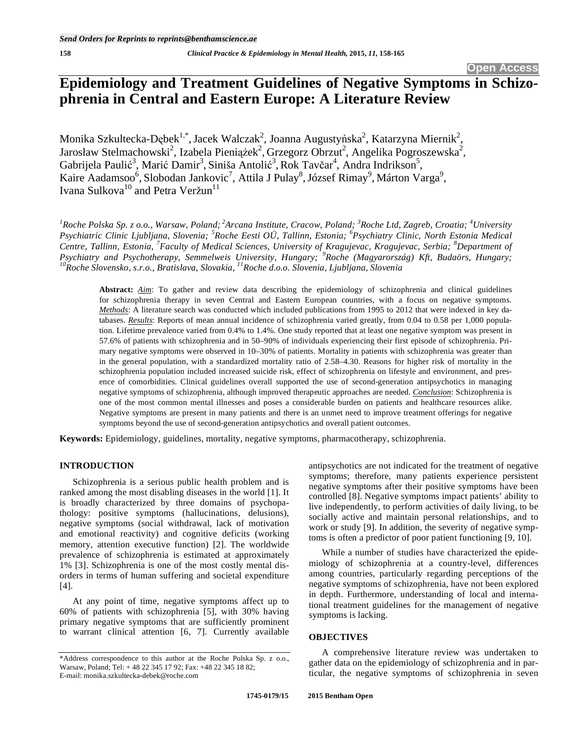Open Access

# Epidemiology and Treatment Guidelines of Negative Symptoms in Schizophrenia in Central and Eastern Europe: A Literature Review

Monika Szkultecka-Dębek[1,*], Jacek Walczak[2], Joanna Augustyńska[2], Katarzyna Miernik[2], Jarosław Stelmachowski[2], Izabela Pieniążek[2], Grzegorz Obrzut[2], Angelika Pogroszewska[2], Gabrijela Paulić[3], Marić Damir[3], Siniša Antolić[3], Rok Tavčar[4], Andra Indrikson[5], Kaire Aadamsoo[6], Slobodan Jankovic[7], Attila J Pulay[8], József Rimay[9], Márton Varga[9], Ivana Sulkova[10] and Petra Veržun[11]

*[1]Roche Polska Sp. z o.o., Warsaw, Poland; [2]Arcana Institute, Cracow, Poland; [3]Roche Ltd, Zagreb, Croatia; [4]University Psychiatric Clinic Ljubljana, Slovenia; [5]Roche Eesti OÜ, Tallinn, Estonia; [6]Psychiatry Clinic, North Estonia Medical Centre, Tallinn, Estonia, [7]Faculty of Medical Sciences, University of Kragujevac, Kragujevac, Serbia; [8]Department of Psychiatry and Psychotherapy, Semmelweis University, Hungary; [9]Roche (Magyarország) Kft, Budaörs, Hungary; [10]Roche Slovensko, s.r.o., Bratislava, Slovakia, [11]Roche d.o.o. Slovenia, Ljubljana, Slovenia*

**Abstract:** *Aim*: To gather and review data describing the epidemiology of schizophrenia and clinical guidelines for schizophrenia therapy in seven Central and Eastern European countries, with a focus on negative symptoms. *Methods*: A literature search was conducted which included publications from 1995 to 2012 that were indexed in key databases. *Results*: Reports of mean annual incidence of schizophrenia varied greatly, from 0.04 to 0.58 per 1,000 population. Lifetime prevalence varied from 0.4% to 1.4%. One study reported that at least one negative symptom was present in 57.6% of patients with schizophrenia and in 50–90% of individuals experiencing their first episode of schizophrenia. Primary negative symptoms were observed in 10–30% of patients. Mortality in patients with schizophrenia was greater than in the general population, with a standardized mortality ratio of 2.58–4.30. Reasons for higher risk of mortality in the schizophrenia population included increased suicide risk, effect of schizophrenia on lifestyle and environment, and presence of comorbidities. Clinical guidelines overall supported the use of second-generation antipsychotics in managing negative symptoms of schizophrenia, although improved therapeutic approaches are needed. *Conclusion*: Schizophrenia is one of the most common mental illnesses and poses a considerable burden on patients and healthcare resources alike. Negative symptoms are present in many patients and there is an unmet need to improve treatment offerings for negative symptoms beyond the use of second-generation antipsychotics and overall patient outcomes.

**Keywords:** Epidemiology, guidelines, mortality, negative symptoms, pharmacotherapy, schizophrenia.

## INTRODUCTION

Schizophrenia is a serious public health problem and is ranked among the most disabling diseases in the world [1]. It is broadly characterized by three domains of psychopathology: positive symptoms (hallucinations, delusions), negative symptoms (social withdrawal, lack of motivation and emotional reactivity) and cognitive deficits (working memory, attention executive function) [2]. The worldwide prevalence of schizophrenia is estimated at approximately 1% [3]. Schizophrenia is one of the most costly mental disorders in terms of human suffering and societal expenditure [4].

At any point of time, negative symptoms affect up to 60% of patients with schizophrenia [5], with 30% having primary negative symptoms that are sufficiently prominent to warrant clinical attention [6, 7]. Currently available antipsychotics are not indicated for the treatment of negative symptoms; therefore, many patients experience persistent negative symptoms after their positive symptoms have been controlled [8]. Negative symptoms impact patients' ability to live independently, to perform activities of daily living, to be socially active and maintain personal relationships, and to work or study [9]. In addition, the severity of negative symptoms is often a predictor of poor patient functioning [9, 10].

While a number of studies have characterized the epidemiology of schizophrenia at a country-level, differences among countries, particularly regarding perceptions of the negative symptoms of schizophrenia, have not been explored in depth. Furthermore, understanding of local and international treatment guidelines for the management of negative symptoms is lacking.

## OBJECTIVES

A comprehensive literature review was undertaken to gather data on the epidemiology of schizophrenia and in particular, the negative symptoms of schizophrenia in seven

*Address correspondence to this author at the Roche Polska Sp. z o.o., Warsaw, Poland; Tel: + 48 22 345 17 92; Fax: +48 22 345 18 82; E-mail: monika.szkultecka-debek@roche.com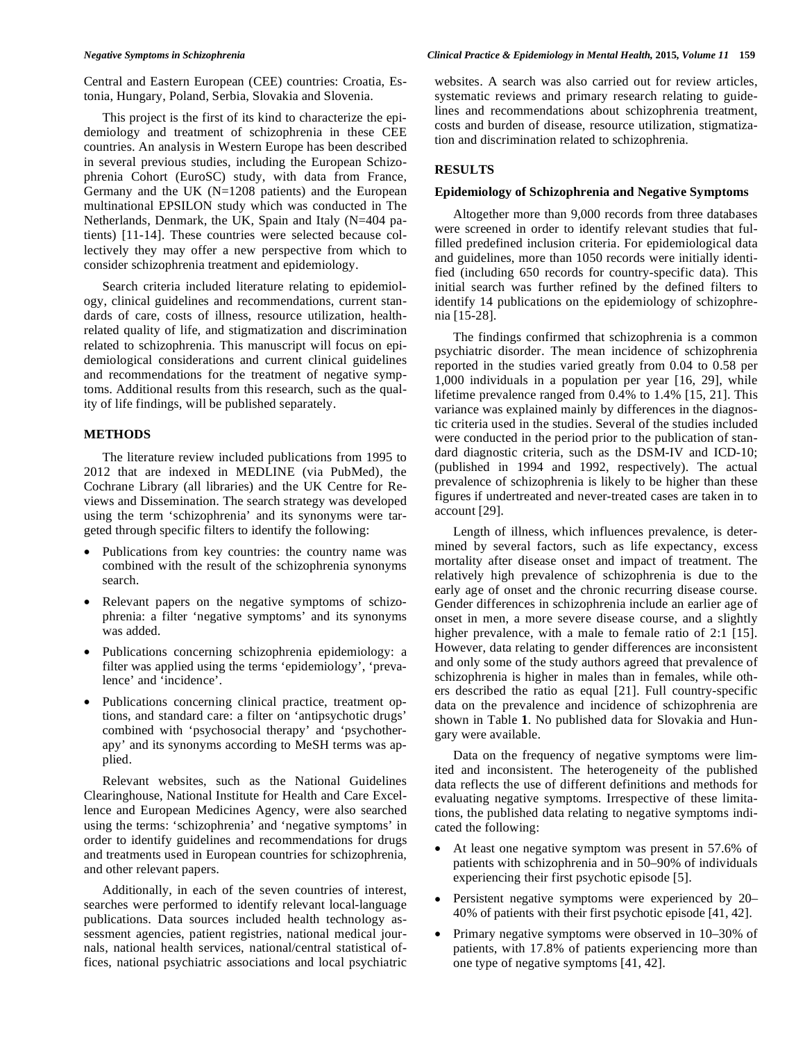Central and Eastern European (CEE) countries: Croatia, Estonia, Hungary, Poland, Serbia, Slovakia and Slovenia.

This project is the first of its kind to characterize the epidemiology and treatment of schizophrenia in these CEE countries. An analysis in Western Europe has been described in several previous studies, including the European Schizophrenia Cohort (EuroSC) study, with data from France, Germany and the UK (N=1208 patients) and the European multinational EPSILON study which was conducted in The Netherlands, Denmark, the UK, Spain and Italy (N=404 patients) [11-14]. These countries were selected because collectively they may offer a new perspective from which to consider schizophrenia treatment and epidemiology.

Search criteria included literature relating to epidemiology, clinical guidelines and recommendations, current standards of care, costs of illness, resource utilization, health-related quality of life, and stigmatization and discrimination related to schizophrenia. This manuscript will focus on epidemiological considerations and current clinical guidelines and recommendations for the treatment of negative symptoms. Additional results from this research, such as the quality of life findings, will be published separately.

## METHODS

The literature review included publications from 1995 to 2012 that are indexed in MEDLINE (via PubMed), the Cochrane Library (all libraries) and the UK Centre for Reviews and Dissemination. The search strategy was developed using the term 'schizophrenia' and its synonyms were targeted through specific filters to identify the following:

- Publications from key countries: the country name was combined with the result of the schizophrenia synonyms search.
- Relevant papers on the negative symptoms of schizophrenia: a filter 'negative symptoms' and its synonyms was added.
- Publications concerning schizophrenia epidemiology: a filter was applied using the terms 'epidemiology', 'prevalence' and 'incidence'.
- Publications concerning clinical practice, treatment options, and standard care: a filter on 'antipsychotic drugs' combined with 'psychosocial therapy' and 'psychotherapy' and its synonyms according to MeSH terms was applied.

Relevant websites, such as the National Guidelines Clearinghouse, National Institute for Health and Care Excellence and European Medicines Agency, were also searched using the terms: 'schizophrenia' and 'negative symptoms' in order to identify guidelines and recommendations for drugs and treatments used in European countries for schizophrenia, and other relevant papers.

Additionally, in each of the seven countries of interest, searches were performed to identify relevant local-language publications. Data sources included health technology assessment agencies, patient registries, national medical journals, national health services, national/central statistical offices, national psychiatric associations and local psychiatric websites. A search was also carried out for review articles, systematic reviews and primary research relating to guidelines and recommendations about schizophrenia treatment, costs and burden of disease, resource utilization, stigmatization and discrimination related to schizophrenia.

## RESULTS

### Epidemiology of Schizophrenia and Negative Symptoms

Altogether more than 9,000 records from three databases were screened in order to identify relevant studies that fulfilled predefined inclusion criteria. For epidemiological data and guidelines, more than 1050 records were initially identified (including 650 records for country-specific data). This initial search was further refined by the defined filters to identify 14 publications on the epidemiology of schizophrenia [15-28].

The findings confirmed that schizophrenia is a common psychiatric disorder. The mean incidence of schizophrenia reported in the studies varied greatly from 0.04 to 0.58 per 1,000 individuals in a population per year [16, 29], while lifetime prevalence ranged from 0.4% to 1.4% [15, 21]. This variance was explained mainly by differences in the diagnostic criteria used in the studies. Several of the studies included were conducted in the period prior to the publication of standard diagnostic criteria, such as the DSM-IV and ICD-10; (published in 1994 and 1992, respectively). The actual prevalence of schizophrenia is likely to be higher than these figures if undertreated and never-treated cases are taken in to account [29].

Length of illness, which influences prevalence, is determined by several factors, such as life expectancy, excess mortality after disease onset and impact of treatment. The relatively high prevalence of schizophrenia is due to the early age of onset and the chronic recurring disease course. Gender differences in schizophrenia include an earlier age of onset in men, a more severe disease course, and a slightly higher prevalence, with a male to female ratio of 2:1 [15]. However, data relating to gender differences are inconsistent and only some of the study authors agreed that prevalence of schizophrenia is higher in males than in females, while others described the ratio as equal [21]. Full country-specific data on the prevalence and incidence of schizophrenia are shown in Table **1**. No published data for Slovakia and Hungary were available.

Data on the frequency of negative symptoms were limited and inconsistent. The heterogeneity of the published data reflects the use of different definitions and methods for evaluating negative symptoms. Irrespective of these limitations, the published data relating to negative symptoms indicated the following:

- At least one negative symptom was present in 57.6% of patients with schizophrenia and in 50–90% of individuals experiencing their first psychotic episode [5].
- Persistent negative symptoms were experienced by 20–40% of patients with their first psychotic episode [41, 42].
- Primary negative symptoms were observed in 10–30% of patients, with 17.8% of patients experiencing more than one type of negative symptoms [41, 42].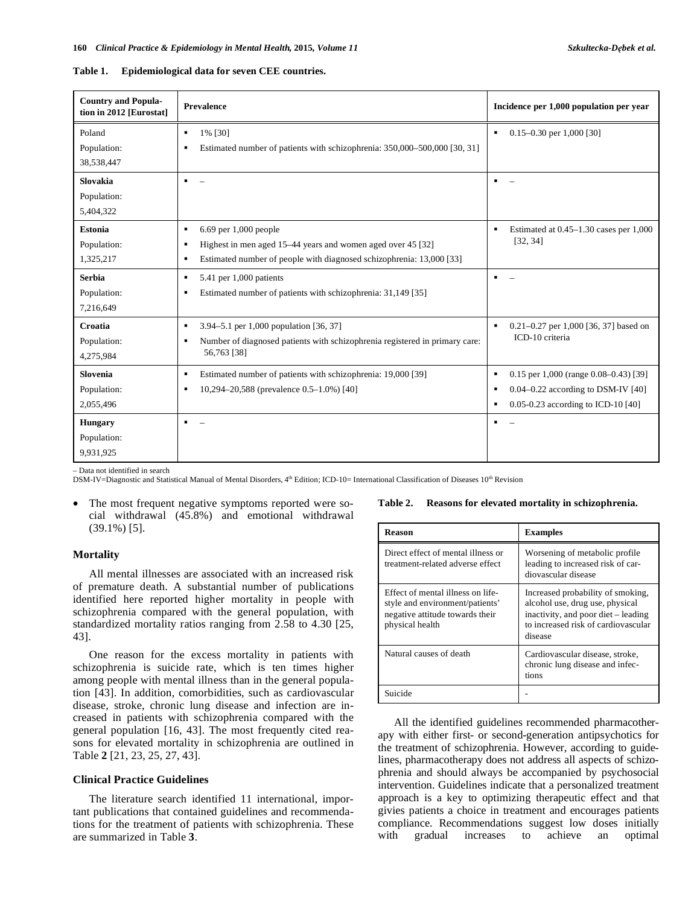**Table 1. Epidemiological data for seven CEE countries.**

| Country and Population in 2012 [Eurostat] | Prevalence | Incidence per 1,000 population per year |
|---|---|---|
| Poland<br>Population:<br>38,538,447 | ▪ 1% [30]<br>▪ Estimated number of patients with schizophrenia: 350,000–500,000 [30, 31] | ▪ 0.15–0.30 per 1,000 [30] |
| **Slovakia**<br>Population:<br>5,404,322 | ▪ – | ▪ – |
| **Estonia**<br>Population:<br>1,325,217 | ▪ 6.69 per 1,000 people<br>▪ Highest in men aged 15–44 years and women aged over 45 [32]<br>▪ Estimated number of people with diagnosed schizophrenia: 13,000 [33] | ▪ Estimated at 0.45–1.30 cases per 1,000 [32, 34] |
| **Serbia**<br>Population:<br>7,216,649 | ▪ 5.41 per 1,000 patients<br>▪ Estimated number of patients with schizophrenia: 31,149 [35] | ▪ – |
| **Croatia**<br>Population:<br>4,275,984 | ▪ 3.94–5.1 per 1,000 population [36, 37]<br>▪ Number of diagnosed patients with schizophrenia registered in primary care: 56,763 [38] | ▪ 0.21–0.27 per 1,000 [36, 37] based on ICD-10 criteria |
| **Slovenia**<br>Population:<br>2,055,496 | ▪ Estimated number of patients with schizophrenia: 19,000 [39]<br>▪ 10,294–20,588 (prevalence 0.5–1.0%) [40] | ▪ 0.15 per 1,000 (range 0.08–0.43) [39]<br>▪ 0.04–0.22 according to DSM-IV [40]<br>▪ 0.05-0.23 according to ICD-10 [40] |
| **Hungary**<br>Population:<br>9,931,925 | ▪ – | ▪ – |

– Data not identified in search
DSM-IV=Diagnostic and Statistical Manual of Mental Disorders, 4th Edition; ICD-10= International Classification of Diseases 10th Revision

- The most frequent negative symptoms reported were social withdrawal (45.8%) and emotional withdrawal (39.1%) [5].

### Mortality

All mental illnesses are associated with an increased risk of premature death. A substantial number of publications identified here reported higher mortality in people with schizophrenia compared with the general population, with standardized mortality ratios ranging from 2.58 to 4.30 [25, 43].

One reason for the excess mortality in patients with schizophrenia is suicide rate, which is ten times higher among people with mental illness than in the general population [43]. In addition, comorbidities, such as cardiovascular disease, stroke, chronic lung disease and infection are increased in patients with schizophrenia compared with the general population [16, 43]. The most frequently cited reasons for elevated mortality in schizophrenia are outlined in Table **2** [21, 23, 25, 27, 43].

### Clinical Practice Guidelines

The literature search identified 11 international, important publications that contained guidelines and recommendations for the treatment of patients with schizophrenia. These are summarized in Table **3**.

**Table 2. Reasons for elevated mortality in schizophrenia.**

| Reason | Examples |
|---|---|
| Direct effect of mental illness or treatment-related adverse effect | Worsening of metabolic profile leading to increased risk of cardiovascular disease |
| Effect of mental illness on lifestyle and environment/patients' negative attitude towards their physical health | Increased probability of smoking, alcohol use, drug use, physical inactivity, and poor diet – leading to increased risk of cardiovascular disease |
| Natural causes of death | Cardiovascular disease, stroke, chronic lung disease and infections |
| Suicide | - |

All the identified guidelines recommended pharmacotherapy with either first- or second-generation antipsychotics for the treatment of schizophrenia. However, according to guidelines, pharmacotherapy does not address all aspects of schizophrenia and should always be accompanied by psychosocial intervention. Guidelines indicate that a personalized treatment approach is a key to optimizing therapeutic effect and that givies patients a choice in treatment and encourages patients compliance. Recommendations suggest low doses initially with gradual increases to achieve an optimal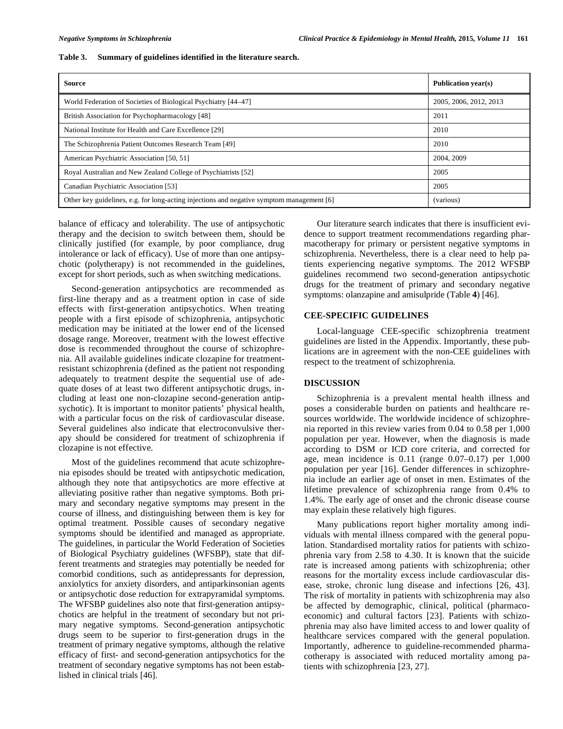**Table 3. Summary of guidelines identified in the literature search.**

| Source | Publication year(s) |
| --- | --- |
| World Federation of Societies of Biological Psychiatry [44–47] | 2005, 2006, 2012, 2013 |
| British Association for Psychopharmacology [48] | 2011 |
| National Institute for Health and Care Excellence [29] | 2010 |
| The Schizophrenia Patient Outcomes Research Team [49] | 2010 |
| American Psychiatric Association [50, 51] | 2004, 2009 |
| Royal Australian and New Zealand College of Psychiatrists [52] | 2005 |
| Canadian Psychiatric Association [53] | 2005 |
| Other key guidelines, e.g. for long-acting injections and negative symptom management [6] | (various) |

balance of efficacy and tolerability. The use of antipsychotic therapy and the decision to switch between them, should be clinically justified (for example, by poor compliance, drug intolerance or lack of efficacy). Use of more than one antipsychotic (polytherapy) is not recommended in the guidelines, except for short periods, such as when switching medications.

Second-generation antipsychotics are recommended as first-line therapy and as a treatment option in case of side effects with first-generation antipsychotics. When treating people with a first episode of schizophrenia, antipsychotic medication may be initiated at the lower end of the licensed dosage range. Moreover, treatment with the lowest effective dose is recommended throughout the course of schizophrenia. All available guidelines indicate clozapine for treatment-resistant schizophrenia (defined as the patient not responding adequately to treatment despite the sequential use of adequate doses of at least two different antipsychotic drugs, including at least one non-clozapine second-generation antipsychotic). It is important to monitor patients' physical health, with a particular focus on the risk of cardiovascular disease. Several guidelines also indicate that electroconvulsive therapy should be considered for treatment of schizophrenia if clozapine is not effective.

Most of the guidelines recommend that acute schizophrenia episodes should be treated with antipsychotic medication, although they note that antipsychotics are more effective at alleviating positive rather than negative symptoms. Both primary and secondary negative symptoms may present in the course of illness, and distinguishing between them is key for optimal treatment. Possible causes of secondary negative symptoms should be identified and managed as appropriate. The guidelines, in particular the World Federation of Societies of Biological Psychiatry guidelines (WFSBP), state that different treatments and strategies may potentially be needed for comorbid conditions, such as antidepressants for depression, anxiolytics for anxiety disorders, and antiparkinsonian agents or antipsychotic dose reduction for extrapyramidal symptoms. The WFSBP guidelines also note that first-generation antipsychotics are helpful in the treatment of secondary but not primary negative symptoms. Second-generation antipsychotic drugs seem to be superior to first-generation drugs in the treatment of primary negative symptoms, although the relative efficacy of first- and second-generation antipsychotics for the treatment of secondary negative symptoms has not been established in clinical trials [46].

Our literature search indicates that there is insufficient evidence to support treatment recommendations regarding pharmacotherapy for primary or persistent negative symptoms in schizophrenia. Nevertheless, there is a clear need to help patients experiencing negative symptoms. The 2012 WFSBP guidelines recommend two second-generation antipsychotic drugs for the treatment of primary and secondary negative symptoms: olanzapine and amisulpride (Table **4**) [46].

## CEE-SPECIFIC GUIDELINES

Local-language CEE-specific schizophrenia treatment guidelines are listed in the Appendix. Importantly, these publications are in agreement with the non-CEE guidelines with respect to the treatment of schizophrenia.

## DISCUSSION

Schizophrenia is a prevalent mental health illness and poses a considerable burden on patients and healthcare resources worldwide. The worldwide incidence of schizophrenia reported in this review varies from 0.04 to 0.58 per 1,000 population per year. However, when the diagnosis is made according to DSM or ICD core criteria, and corrected for age, mean incidence is 0.11 (range 0.07–0.17) per 1,000 population per year [16]. Gender differences in schizophrenia include an earlier age of onset in men. Estimates of the lifetime prevalence of schizophrenia range from 0.4% to 1.4%. The early age of onset and the chronic disease course may explain these relatively high figures.

Many publications report higher mortality among individuals with mental illness compared with the general population. Standardised mortality ratios for patients with schizophrenia vary from 2.58 to 4.30. It is known that the suicide rate is increased among patients with schizophrenia; other reasons for the mortality excess include cardiovascular disease, stroke, chronic lung disease and infections [26, 43]. The risk of mortality in patients with schizophrenia may also be affected by demographic, clinical, political (pharmacoeconomic) and cultural factors [23]. Patients with schizophrenia may also have limited access to and lower quality of healthcare services compared with the general population. Importantly, adherence to guideline-recommended pharmacotherapy is associated with reduced mortality among patients with schizophrenia [23, 27].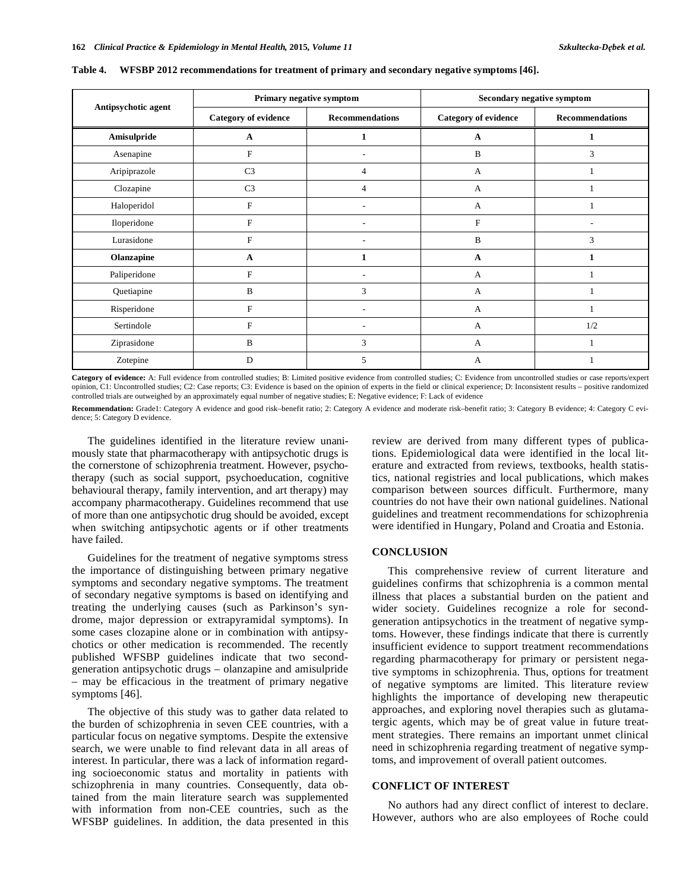**Table 4. WFSBP 2012 recommendations for treatment of primary and secondary negative symptoms [46].**

| Antipsychotic agent | Primary negative symptom | | Secondary negative symptom | |
|---|---|---|---|---|
| | Category of evidence | Recommendations | Category of evidence | Recommendations |
| **Amisulpride** | **A** | **1** | **A** | **1** |
| Asenapine | F | - | B | 3 |
| Aripiprazole | C3 | 4 | A | 1 |
| Clozapine | C3 | 4 | A | 1 |
| Haloperidol | F | - | A | 1 |
| Iloperidone | F | - | F | - |
| Lurasidone | F | - | B | 3 |
| **Olanzapine** | **A** | **1** | **A** | **1** |
| Paliperidone | F | - | A | 1 |
| Quetiapine | B | 3 | A | 1 |
| Risperidone | F | - | A | 1 |
| Sertindole | F | - | A | 1/2 |
| Ziprasidone | B | 3 | A | 1 |
| Zotepine | D | 5 | A | 1 |

**Category of evidence:** A: Full evidence from controlled studies; B: Limited positive evidence from controlled studies; C: Evidence from uncontrolled studies or case reports/expert opinion, C1: Uncontrolled studies; C2: Case reports; C3: Evidence is based on the opinion of experts in the field or clinical experience; D: Inconsistent results – positive randomized controlled trials are outweighed by an approximately equal number of negative studies; E: Negative evidence; F: Lack of evidence

**Recommendation:** Grade1: Category A evidence and good risk–benefit ratio; 2: Category A evidence and moderate risk–benefit ratio; 3: Category B evidence; 4: Category C evidence; 5: Category D evidence.

The guidelines identified in the literature review unanimously state that pharmacotherapy with antipsychotic drugs is the cornerstone of schizophrenia treatment. However, psychotherapy (such as social support, psychoeducation, cognitive behavioural therapy, family intervention, and art therapy) may accompany pharmacotherapy. Guidelines recommend that use of more than one antipsychotic drug should be avoided, except when switching antipsychotic agents or if other treatments have failed.

Guidelines for the treatment of negative symptoms stress the importance of distinguishing between primary negative symptoms and secondary negative symptoms. The treatment of secondary negative symptoms is based on identifying and treating the underlying causes (such as Parkinson's syndrome, major depression or extrapyramidal symptoms). In some cases clozapine alone or in combination with antipsychotics or other medication is recommended. The recently published WFSBP guidelines indicate that two second-generation antipsychotic drugs – olanzapine and amisulpride – may be efficacious in the treatment of primary negative symptoms [46].

The objective of this study was to gather data related to the burden of schizophrenia in seven CEE countries, with a particular focus on negative symptoms. Despite the extensive search, we were unable to find relevant data in all areas of interest. In particular, there was a lack of information regarding socioeconomic status and mortality in patients with schizophrenia in many countries. Consequently, data obtained from the main literature search was supplemented with information from non-CEE countries, such as the WFSBP guidelines. In addition, the data presented in this review are derived from many different types of publications. Epidemiological data were identified in the local literature and extracted from reviews, textbooks, health statistics, national registries and local publications, which makes comparison between sources difficult. Furthermore, many countries do not have their own national guidelines. National guidelines and treatment recommendations for schizophrenia were identified in Hungary, Poland and Croatia and Estonia.

## CONCLUSION

This comprehensive review of current literature and guidelines confirms that schizophrenia is a common mental illness that places a substantial burden on the patient and wider society. Guidelines recognize a role for second-generation antipsychotics in the treatment of negative symptoms. However, these findings indicate that there is currently insufficient evidence to support treatment recommendations regarding pharmacotherapy for primary or persistent negative symptoms in schizophrenia. Thus, options for treatment of negative symptoms are limited. This literature review highlights the importance of developing new therapeutic approaches, and exploring novel therapies such as glutamatergic agents, which may be of great value in future treatment strategies. There remains an important unmet clinical need in schizophrenia regarding treatment of negative symptoms, and improvement of overall patient outcomes.

## CONFLICT OF INTEREST

No authors had any direct conflict of interest to declare. However, authors who are also employees of Roche could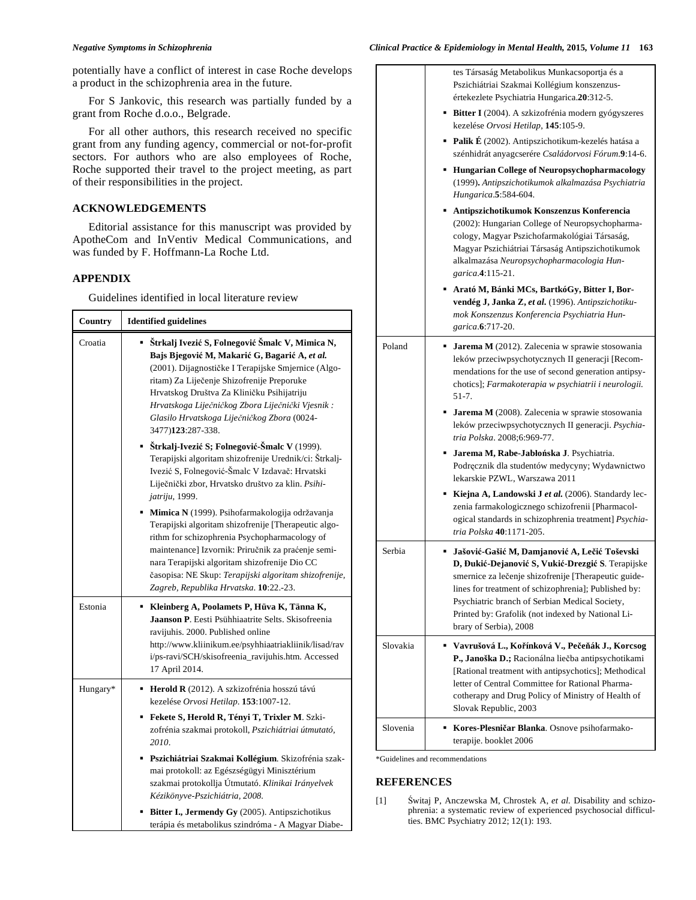potentially have a conflict of interest in case Roche develops a product in the schizophrenia area in the future.

For S Jankovic, this research was partially funded by a grant from Roche d.o.o., Belgrade.

For all other authors, this research received no specific grant from any funding agency, commercial or not-for-profit sectors. For authors who are also employees of Roche, Roche supported their travel to the project meeting, as part of their responsibilities in the project.

## ACKNOWLEDGEMENTS

Editorial assistance for this manuscript was provided by ApotheCom and InVentiv Medical Communications, and was funded by F. Hoffmann-La Roche Ltd.

## APPENDIX

Guidelines identified in local literature review

| Country | Identified guidelines |
|---|---|
| Croatia | ▪ **Štrkalj Ivezić S, Folnegović Šmalc V, Mimica N, Bajs Bjegović M, Makarić G, Bagarić A, *et al.*** (2001). Dijagnostičke I Terapijske Smjernice (Algoritam) Za Liječenje Shizofrenije Preporuke Hrvatskog Društva Za Kliničku Psihijatriju *Hrvatskoga Liječničkog Zbora Liječnički Vjesnik : Glasilo Hrvatskoga Liječničkog Zbora* (0024-3477)**123**:287-338.<br>▪ **Štrkalj-Ivezić S; Folnegović-Šmalc V** (1999). Terapijski algoritam shizofrenije Urednik/ci: Štrkalj-Ivezić S, Folnegović-Šmalc V Izdavač: Hrvatski Liječnički zbor, Hrvatsko društvo za klin. *Psihijatriju*, 1999.<br>▪ **Mimica N** (1999). Psihofarmakologija održavanja Terapijski algoritam shizofrenije [Therapeutic algorithm for schizophrenia Psychopharmacology of maintenance] Izvornik: Priručnik za praćenje seminara Terapijski algoritam shizofrenije Dio CC časopisa: NE Skup: *Terapijski algoritam shizofrenije, Zagreb, Republika Hrvatska*. **10**:22.-23. |
| Estonia | ▪ **Kleinberg A, Poolamets P, Hüva K, Tänna K, Jaanson P**. Eesti Psühhiaatrite Selts. Skisofreenia ravijuhis. 2000. Published online http://www.kliinikum.ee/psyhhiaatriakliinik/lisad/ravi/ps-ravi/SCH/skisofreenia_ravijuhis.htm. Accessed 17 April 2014. |
| Hungary* | ▪ **Herold R** (2012). A szkizofrénia hosszú távú kezelése *Orvosi Hetilap*. **153**:1007-12.<br>▪ **Fekete S, Herold R, Tényi T, Trixler M**. Szkizofrénia szakmai protokoll, *Pszichiátriai útmutató, 2010*.<br>▪ **Pszichiátriai Szakmai Kollégium**. Skizofrénia szakmai protokoll: az Egészségügyi Minisztérium szakmai protokollja Útmutató. *Klinikai Irányelvek Kézikönyve-Pszichiátria, 2008*.<br>▪ **Bitter I., Jermendy Gy** (2005). Antipszichotikus terápia és metabolikus szindróma - A Magyar Diabetes Társaság Metabolikus Munkacsoportja és a Pszichiátriai Szakmai Kollégium konszenzus-értekezlete Psychiatria Hungarica.**20**:312-5.<br>▪ **Bitter I** (2004). A szkizofrénia modern gyógyszeres kezelése *Orvosi Hetilap*, **145**:105-9.<br>▪ **Palik É** (2002). Antipszichotikum-kezelés hatása a szénhidrát anyagcserére *Családorvosi Fórum*.**9**:14-6.<br>▪ **Hungarian College of Neuropsychopharmacology** (1999)**.** *Antipszichotikumok alkalmazása Psychiatria Hungarica*.**5**:584-604.<br>▪ **Antipszichotikumok Konszenzus Konferencia** (2002): Hungarian College of Neuropsychopharmacology, Magyar Pszichofarmakológiai Társaság, Magyar Pszichiátriai Társaság Antipszichotikumok alkalmazása *Neuropsychopharmacologia Hungarica*.**4**:115-21.<br>▪ **Arató M, Bánki MCs, BartkóGy, Bitter I, Borvendég J, Janka Z, *et al.*** (1996). *Antipszichotikumok Konszenzus Konferencia Psychiatria Hungarica*.**6**:717-20. |
| Poland | ▪ **Jarema M** (2012). Zalecenia w sprawie stosowania leków przeciwpsychotycznych II generacji [Recommendations for the use of second generation antipsychotics]; *Farmakoterapia w psychiatrii i neurologii.* 51-7.<br>▪ **Jarema M** (2008). Zalecenia w sprawie stosowania leków przeciwpsychotycznych II generacji. *Psychiatria Polska*. 2008;6:969-77.<br>▪ **Jarema M, Rabe-Jabłońska J**. Psychiatria. Podręcznik dla studentów medycyny; Wydawnictwo lekarskie PZWL, Warszawa 2011<br>▪ **Kiejna A, Landowski J *et al.*** (2006). Standardy leczenia farmakologicznego schizofrenii [Pharmacological standards in schizophrenia treatment] *Psychiatria Polska* **40**:1171-205. |
| Serbia | ▪ **Jašović-Gašić M, Damjanović A, Lečić Toševski D, Đukić-Dejanović S, Vukić-Drezgić S**. Terapijske smernice za lečenje shizofrenije [Therapeutic guidelines for treatment of schizophrenia]; Published by: Psychiatric branch of Serbian Medical Society, Printed by: Grafolik (not indexed by National Library of Serbia), 2008 |
| Slovakia | ▪ **Vavrušová L., Kořínková V., Pečeňák J., Korcsog P., Janoška D.;** Racionálna liečba antipsychotikami [Rational treatment with antipsychotics]; Methodical letter of Central Committee for Rational Pharmacotherapy and Drug Policy of Ministry of Health of Slovak Republic, 2003 |
| Slovenia | ▪ **Kores-Plesničar Blanka**. Osnove psihofarmakoterapije. booklet 2006 |

*Guidelines and recommendations

## REFERENCES

[1] Świtaj P, Anczewska M, Chrostek A, *et al.* Disability and schizophrenia: a systematic review of experienced psychosocial difficulties. BMC Psychiatry 2012; 12(1): 193.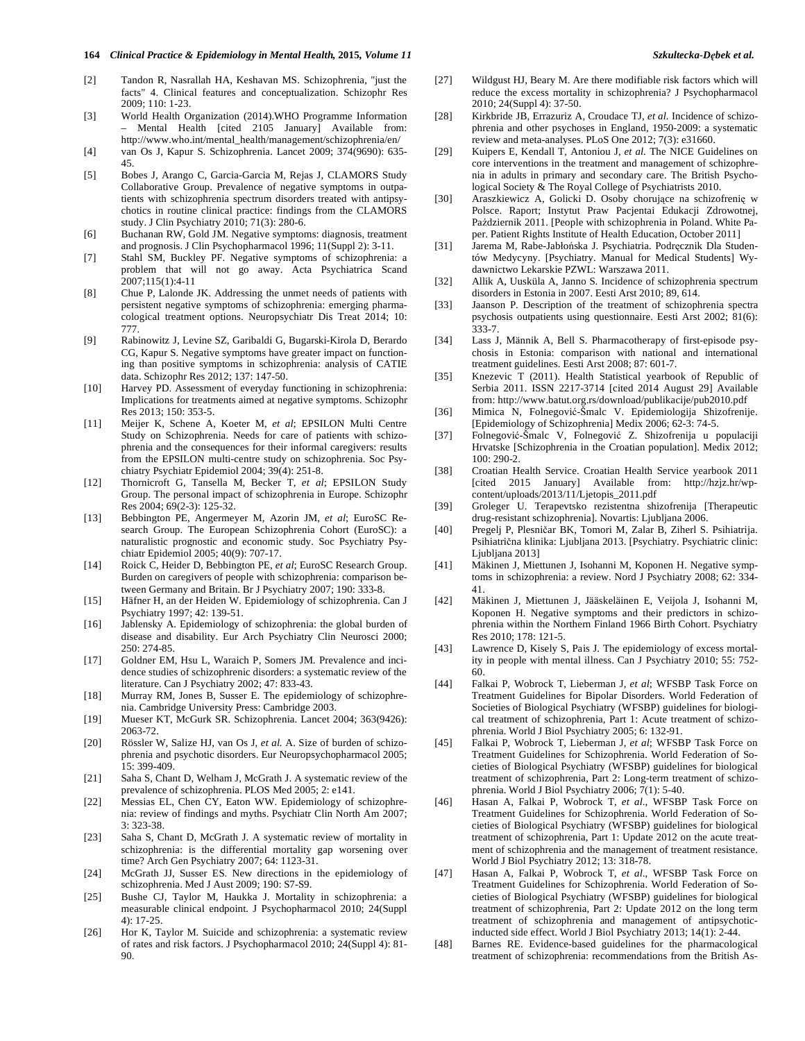[2] Tandon R, Nasrallah HA, Keshavan MS. Schizophrenia, "just the facts" 4. Clinical features and conceptualization. Schizophr Res 2009; 110: 1-23.

[3] World Health Organization (2014).WHO Programme Information – Mental Health [cited 2105 January] Available from: http://www.who.int/mental_health/management/schizophrenia/en/

[4] van Os J, Kapur S. Schizophrenia. Lancet 2009; 374(9690): 635-45.

[5] Bobes J, Arango C, Garcia-Garcia M, Rejas J, CLAMORS Study Collaborative Group. Prevalence of negative symptoms in outpatients with schizophrenia spectrum disorders treated with antipsychotics in routine clinical practice: findings from the CLAMORS study. J Clin Psychiatry 2010; 71(3): 280-6.

[6] Buchanan RW, Gold JM. Negative symptoms: diagnosis, treatment and prognosis. J Clin Psychopharmacol 1996; 11(Suppl 2): 3-11.

[7] Stahl SM, Buckley PF. Negative symptoms of schizophrenia: a problem that will not go away. Acta Psychiatrica Scand 2007;115(1):4-11

[8] Chue P, Lalonde JK. Addressing the unmet needs of patients with persistent negative symptoms of schizophrenia: emerging pharmacological treatment options. Neuropsychiatr Dis Treat 2014; 10: 777.

[9] Rabinowitz J, Levine SZ, Garibaldi G, Bugarski-Kirola D, Berardo CG, Kapur S. Negative symptoms have greater impact on functioning than positive symptoms in schizophrenia: analysis of CATIE data. Schizophr Res 2012; 137: 147-50.

[10] Harvey PD. Assessment of everyday functioning in schizophrenia: Implications for treatments aimed at negative symptoms. Schizophr Res 2013; 150: 353-5.

[11] Meijer K, Schene A, Koeter M, *et al*; EPSILON Multi Centre Study on Schizophrenia. Needs for care of patients with schizophrenia and the consequences for their informal caregivers: results from the EPSILON multi-centre study on schizophrenia. Soc Psychiatry Psychiatr Epidemiol 2004; 39(4): 251-8.

[12] Thornicroft G, Tansella M, Becker T, *et al*; EPSILON Study Group. The personal impact of schizophrenia in Europe. Schizophr Res 2004; 69(2-3): 125-32.

[13] Bebbington PE, Angermeyer M, Azorin JM, *et al*; EuroSC Research Group. The European Schizophrenia Cohort (EuroSC): a naturalistic prognostic and economic study. Soc Psychiatry Psychiatr Epidemiol 2005; 40(9): 707-17.

[14] Roick C, Heider D, Bebbington PE, *et al*; EuroSC Research Group. Burden on caregivers of people with schizophrenia: comparison between Germany and Britain. Br J Psychiatry 2007; 190: 333-8.

[15] Häfner H, an der Heiden W. Epidemiology of schizophrenia. Can J Psychiatry 1997; 42: 139-51.

[16] Jablensky A. Epidemiology of schizophrenia: the global burden of disease and disability. Eur Arch Psychiatry Clin Neurosci 2000; 250: 274-85.

[17] Goldner EM, Hsu L, Waraich P, Somers JM. Prevalence and incidence studies of schizophrenic disorders: a systematic review of the literature. Can J Psychiatry 2002; 47: 833-43.

[18] Murray RM, Jones B, Susser E. The epidemiology of schizophrenia. Cambridge University Press: Cambridge 2003.

[19] Mueser KT, McGurk SR. Schizophrenia. Lancet 2004; 363(9426): 2063-72.

[20] Rössler W, Salize HJ, van Os J, *et al.* A. Size of burden of schizophrenia and psychotic disorders. Eur Neuropsychopharmacol 2005; 15: 399-409.

[21] Saha S, Chant D, Welham J, McGrath J. A systematic review of the prevalence of schizophrenia. PLOS Med 2005; 2: e141.

[22] Messias EL, Chen CY, Eaton WW. Epidemiology of schizophrenia: review of findings and myths. Psychiatr Clin North Am 2007; 3: 323-38.

[23] Saha S, Chant D, McGrath J. A systematic review of mortality in schizophrenia: is the differential mortality gap worsening over time? Arch Gen Psychiatry 2007; 64: 1123-31.

[24] McGrath JJ, Susser ES. New directions in the epidemiology of schizophrenia. Med J Aust 2009; 190: S7-S9.

[25] Bushe CJ, Taylor M, Haukka J. Mortality in schizophrenia: a measurable clinical endpoint. J Psychopharmacol 2010; 24(Suppl 4): 17-25.

[26] Hor K, Taylor M. Suicide and schizophrenia: a systematic review of rates and risk factors. J Psychopharmacol 2010; 24(Suppl 4): 81-90.

[27] Wildgust HJ, Beary M. Are there modifiable risk factors which will reduce the excess mortality in schizophrenia? J Psychopharmacol 2010; 24(Suppl 4): 37-50.

[28] Kirkbride JB, Errazuriz A, Croudace TJ, *et al.* Incidence of schizophrenia and other psychoses in England, 1950-2009: a systematic review and meta-analyses. PLoS One 2012; 7(3): e31660.

[29] Kuipers E, Kendall T, Antoniou J, *et al.* The NICE Guidelines on core interventions in the treatment and management of schizophrenia in adults in primary and secondary care. The British Psychological Society & The Royal College of Psychiatrists 2010.

[30] Araszkiewicz A, Golicki D. Osoby chorujące na schizofrenię w Polsce. Raport; Instytut Praw Pacjentai Edukacji Zdrowotnej, Październik 2011. [People with schizophrenia in Poland. White Paper. Patient Rights Institute of Health Education, October 2011]

[31] Jarema M, Rabe-Jabłońska J. Psychiatria. Podręcznik Dla Studentów Medycyny. [Psychiatry. Manual for Medical Students] Wydawnictwo Lekarskie PZWL: Warszawa 2011.

[32] Allik A, Uusküla A, Janno S. Incidence of schizophrenia spectrum disorders in Estonia in 2007. Eesti Arst 2010; 89, 614.

[33] Jaanson P. Description of the treatment of schizophrenia spectra psychosis outpatients using questionnaire. Eesti Arst 2002; 81(6): 333-7.

[34] Lass J, Männik A, Bell S. Pharmacotherapy of first-episode psychosis in Estonia: comparison with national and international treatment guidelines. Eesti Arst 2008; 87: 601-7.

[35] Knezevic T (2011). Health Statistical yearbook of Republic of Serbia 2011. ISSN 2217-3714 [cited 2014 August 29] Available from: http://www.batut.org.rs/download/publikacije/pub2010.pdf

[36] Mimica N, Folnegović-Šmalc V. Epidemiologija Shizofrenije. [Epidemiology of Schizophrenia] Medix 2006; 62-3: 74-5.

[37] Folnegović-Šmalc V, Folnegović Z. Shizofrenija u populaciji Hrvatske [Schizophrenia in the Croatian population]. Medix 2012; 100: 290-2.

[38] Croatian Health Service. Croatian Health Service yearbook 2011 [cited 2015 January] Available from: http://hzjz.hr/wp-content/uploads/2013/11/Ljetopis_2011.pdf

[39] Groleger U. Terapevtsko rezistentna shizofrenija [Therapeutic drug-resistant schizophrenia]. Novartis: Ljubljana 2006.

[40] Pregelj P, Plesničar BK, Tomori M, Zalar B, Ziherl S. Psihiatrija. Psihiatrična klinika: Ljubljana 2013. [Psychiatry. Psychiatric clinic: Ljubljana 2013]

[41] Mäkinen J, Miettunen J, Isohanni M, Koponen H. Negative symptoms in schizophrenia: a review. Nord J Psychiatry 2008; 62: 334-41.

[42] Mäkinen J, Miettunen J, Jääskeläinen E, Veijola J, Isohanni M, Koponen H. Negative symptoms and their predictors in schizophrenia within the Northern Finland 1966 Birth Cohort. Psychiatry Res 2010; 178: 121-5.

[43] Lawrence D, Kisely S, Pais J. The epidemiology of excess mortality in people with mental illness. Can J Psychiatry 2010; 55: 752-60.

[44] Falkai P, Wobrock T, Lieberman J, *et al*; WFSBP Task Force on Treatment Guidelines for Bipolar Disorders. World Federation of Societies of Biological Psychiatry (WFSBP) guidelines for biological treatment of schizophrenia, Part 1: Acute treatment of schizophrenia. World J Biol Psychiatry 2005; 6: 132-91.

[45] Falkai P, Wobrock T, Lieberman J, *et al*; WFSBP Task Force on Treatment Guidelines for Schizophrenia. World Federation of Societies of Biological Psychiatry (WFSBP) guidelines for biological treatment of schizophrenia, Part 2: Long-term treatment of schizophrenia. World J Biol Psychiatry 2006; 7(1): 5-40.

[46] Hasan A, Falkai P, Wobrock T, *et al*., WFSBP Task Force on Treatment Guidelines for Schizophrenia. World Federation of Societies of Biological Psychiatry (WFSBP) guidelines for biological treatment of schizophrenia, Part 1: Update 2012 on the acute treatment of schizophrenia and the management of treatment resistance. World J Biol Psychiatry 2012; 13: 318-78.

[47] Hasan A, Falkai P, Wobrock T, *et al*., WFSBP Task Force on Treatment Guidelines for Schizophrenia. World Federation of Societies of Biological Psychiatry (WFSBP) guidelines for biological treatment of schizophrenia, Part 2: Update 2012 on the long term treatment of schizophrenia and management of antipsychotic-inducted side effect. World J Biol Psychiatry 2013; 14(1): 2-44.

[48] Barnes RE. Evidence-based guidelines for the pharmacological treatment of schizophrenia: recommendations from the British As-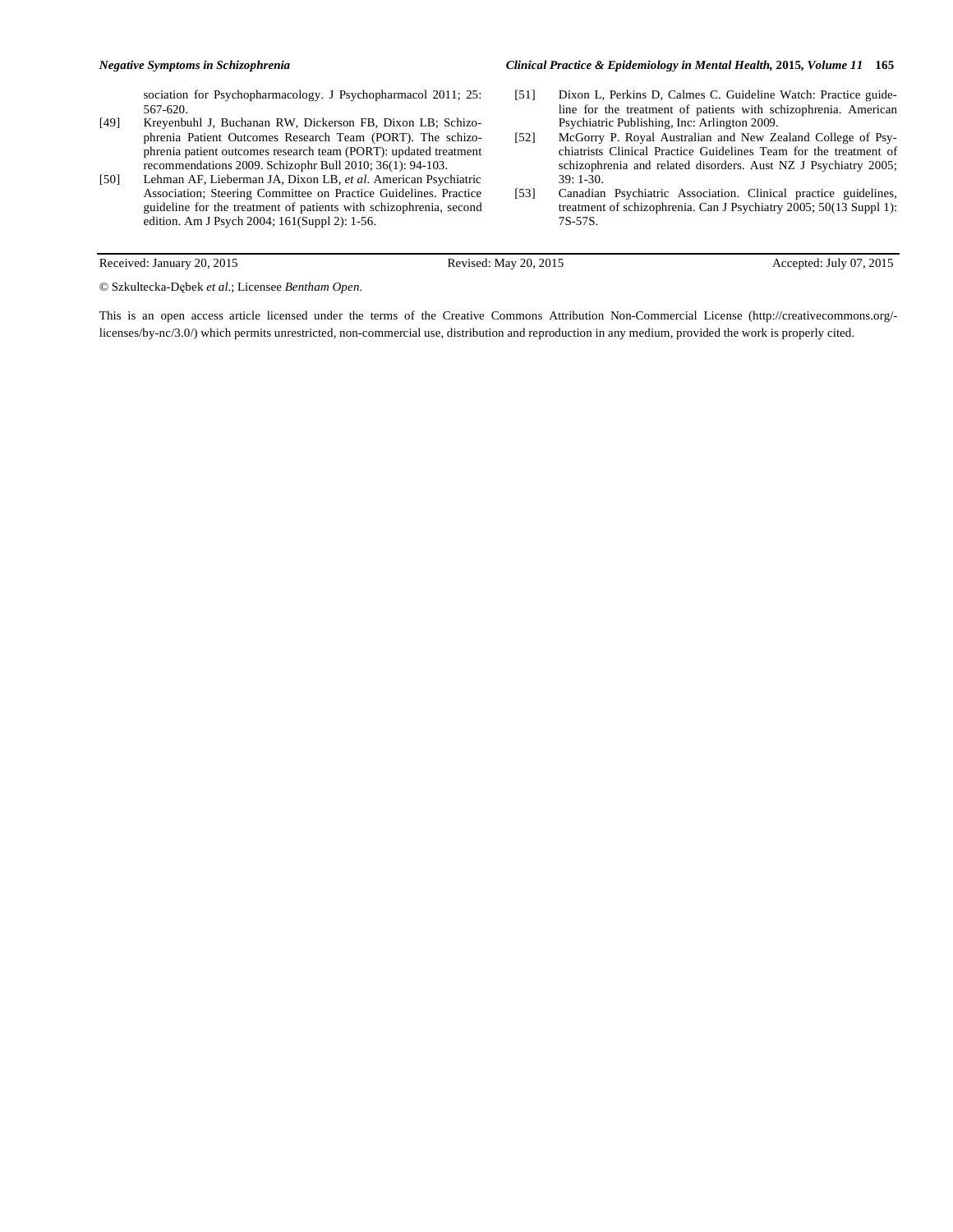sociation for Psychopharmacology. J Psychopharmacol 2011; 25: 567-620.

[49] Kreyenbuhl J, Buchanan RW, Dickerson FB, Dixon LB; Schizophrenia Patient Outcomes Research Team (PORT). The schizophrenia patient outcomes research team (PORT): updated treatment recommendations 2009. Schizophr Bull 2010; 36(1): 94-103.

[50] Lehman AF, Lieberman JA, Dixon LB, *et al.* American Psychiatric Association; Steering Committee on Practice Guidelines. Practice guideline for the treatment of patients with schizophrenia, second edition. Am J Psych 2004; 161(Suppl 2): 1-56.

[51] Dixon L, Perkins D, Calmes C. Guideline Watch: Practice guideline for the treatment of patients with schizophrenia. American Psychiatric Publishing, Inc: Arlington 2009.

[52] McGorry P. Royal Australian and New Zealand College of Psychiatrists Clinical Practice Guidelines Team for the treatment of schizophrenia and related disorders. Aust NZ J Psychiatry 2005; 39: 1-30.

[53] Canadian Psychiatric Association. Clinical practice guidelines, treatment of schizophrenia. Can J Psychiatry 2005; 50(13 Suppl 1): 7S-57S.

---

Received: January 20, 2015 Revised: May 20, 2015 Accepted: July 07, 2015

© Szkultecka-Dębek *et al.*; Licensee *Bentham Open.*

This is an open access article licensed under the terms of the Creative Commons Attribution Non-Commercial License (http://creativecommons.org/-licenses/by-nc/3.0/) which permits unrestricted, non-commercial use, distribution and reproduction in any medium, provided the work is properly cited.